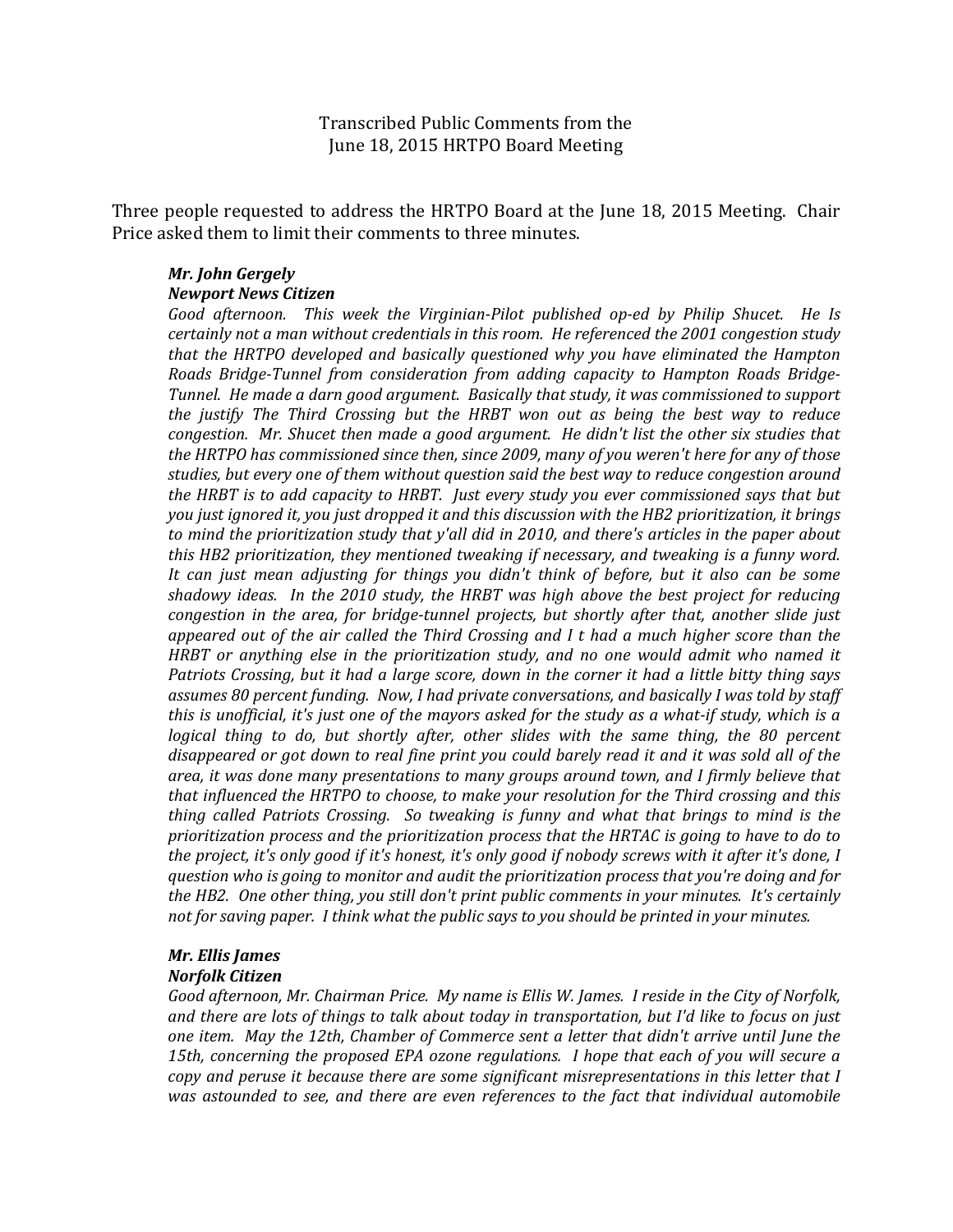Transcribed Public Comments from the
June 18, 2015 HRTPO Board Meeting

Three people requested to address the HRTPO Board at the June 18, 2015 Meeting. Chair Price asked them to limit their comments to three minutes.

***Mr. John Gergely***
***Newport News Citizen***

*Good afternoon. This week the Virginian-Pilot published op-ed by Philip Shucet. He Is certainly not a man without credentials in this room. He referenced the 2001 congestion study that the HRTPO developed and basically questioned why you have eliminated the Hampton Roads Bridge-Tunnel from consideration from adding capacity to Hampton Roads Bridge-Tunnel. He made a darn good argument. Basically that study, it was commissioned to support the justify The Third Crossing but the HRBT won out as being the best way to reduce congestion. Mr. Shucet then made a good argument. He didn't list the other six studies that the HRTPO has commissioned since then, since 2009, many of you weren't here for any of those studies, but every one of them without question said the best way to reduce congestion around the HRBT is to add capacity to HRBT. Just every study you ever commissioned says that but you just ignored it, you just dropped it and this discussion with the HB2 prioritization, it brings to mind the prioritization study that y'all did in 2010, and there's articles in the paper about this HB2 prioritization, they mentioned tweaking if necessary, and tweaking is a funny word. It can just mean adjusting for things you didn't think of before, but it also can be some shadowy ideas. In the 2010 study, the HRBT was high above the best project for reducing congestion in the area, for bridge-tunnel projects, but shortly after that, another slide just appeared out of the air called the Third Crossing and I t had a much higher score than the HRBT or anything else in the prioritization study, and no one would admit who named it Patriots Crossing, but it had a large score, down in the corner it had a little bitty thing says assumes 80 percent funding. Now, I had private conversations, and basically I was told by staff this is unofficial, it's just one of the mayors asked for the study as a what-if study, which is a logical thing to do, but shortly after, other slides with the same thing, the 80 percent disappeared or got down to real fine print you could barely read it and it was sold all of the area, it was done many presentations to many groups around town, and I firmly believe that that influenced the HRTPO to choose, to make your resolution for the Third crossing and this thing called Patriots Crossing. So tweaking is funny and what that brings to mind is the prioritization process and the prioritization process that the HRTAC is going to have to do to the project, it's only good if it's honest, it's only good if nobody screws with it after it's done, I question who is going to monitor and audit the prioritization process that you're doing and for the HB2. One other thing, you still don't print public comments in your minutes. It's certainly not for saving paper. I think what the public says to you should be printed in your minutes.*

***Mr. Ellis James***
***Norfolk Citizen***

*Good afternoon, Mr. Chairman Price. My name is Ellis W. James. I reside in the City of Norfolk, and there are lots of things to talk about today in transportation, but I'd like to focus on just one item. May the 12th, Chamber of Commerce sent a letter that didn't arrive until June the 15th, concerning the proposed EPA ozone regulations. I hope that each of you will secure a copy and peruse it because there are some significant misrepresentations in this letter that I was astounded to see, and there are even references to the fact that individual automobile*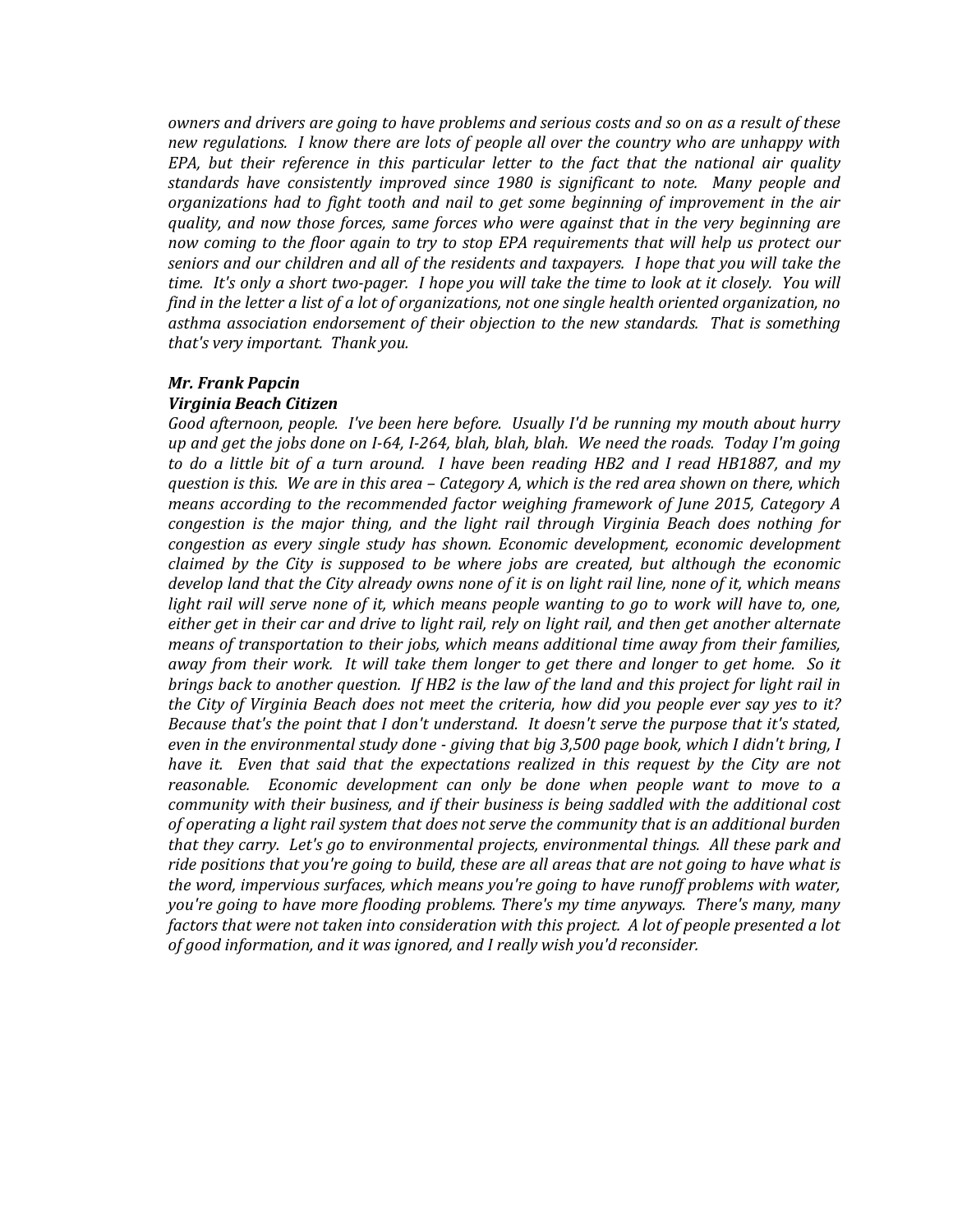*owners and drivers are going to have problems and serious costs and so on as a result of these new regulations. I know there are lots of people all over the country who are unhappy with EPA, but their reference in this particular letter to the fact that the national air quality standards have consistently improved since 1980 is significant to note. Many people and organizations had to fight tooth and nail to get some beginning of improvement in the air quality, and now those forces, same forces who were against that in the very beginning are now coming to the floor again to try to stop EPA requirements that will help us protect our seniors and our children and all of the residents and taxpayers. I hope that you will take the time. It's only a short two-pager. I hope you will take the time to look at it closely. You will find in the letter a list of a lot of organizations, not one single health oriented organization, no asthma association endorsement of their objection to the new standards. That is something that's very important. Thank you.*

***Mr. Frank Papcin***
***Virginia Beach Citizen***
*Good afternoon, people. I've been here before. Usually I'd be running my mouth about hurry up and get the jobs done on I-64, I-264, blah, blah, blah. We need the roads. Today I'm going to do a little bit of a turn around. I have been reading HB2 and I read HB1887, and my question is this. We are in this area – Category A, which is the red area shown on there, which means according to the recommended factor weighing framework of June 2015, Category A congestion is the major thing, and the light rail through Virginia Beach does nothing for congestion as every single study has shown. Economic development, economic development claimed by the City is supposed to be where jobs are created, but although the economic develop land that the City already owns none of it is on light rail line, none of it, which means light rail will serve none of it, which means people wanting to go to work will have to, one, either get in their car and drive to light rail, rely on light rail, and then get another alternate means of transportation to their jobs, which means additional time away from their families, away from their work. It will take them longer to get there and longer to get home. So it brings back to another question. If HB2 is the law of the land and this project for light rail in the City of Virginia Beach does not meet the criteria, how did you people ever say yes to it? Because that's the point that I don't understand. It doesn't serve the purpose that it's stated, even in the environmental study done - giving that big 3,500 page book, which I didn't bring, I have it. Even that said that the expectations realized in this request by the City are not reasonable. Economic development can only be done when people want to move to a community with their business, and if their business is being saddled with the additional cost of operating a light rail system that does not serve the community that is an additional burden that they carry. Let's go to environmental projects, environmental things. All these park and ride positions that you're going to build, these are all areas that are not going to have what is the word, impervious surfaces, which means you're going to have runoff problems with water, you're going to have more flooding problems. There's my time anyways. There's many, many factors that were not taken into consideration with this project. A lot of people presented a lot of good information, and it was ignored, and I really wish you'd reconsider.*